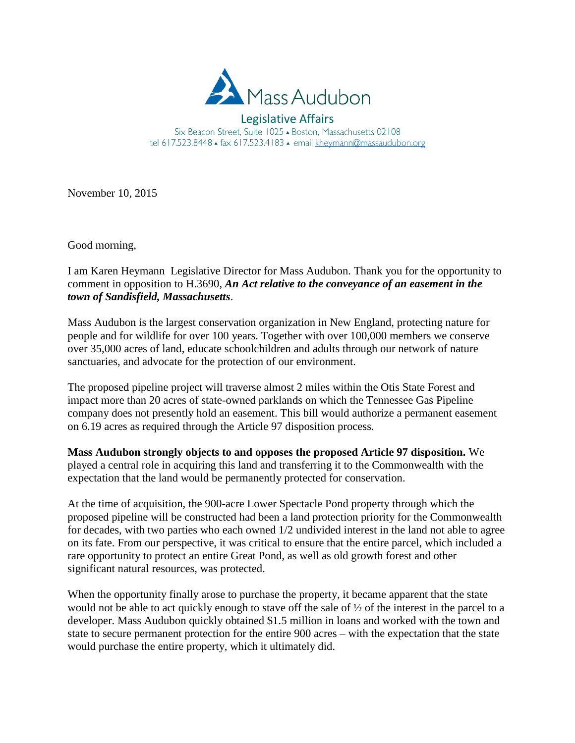Mass Audubon

Legislative Affairs

Six Beacon Street, Suite 1025 ▴ Boston, Massachusetts 02108
tel 617.523.8448 ▴ fax 617.523.4183 ▴ email kheymann@massaudubon.org

November 10, 2015

Good morning,

I am Karen Heymann  Legislative Director for Mass Audubon. Thank you for the opportunity to comment in opposition to H.3690, ***An Act relative to the conveyance of an easement in the town of Sandisfield, Massachusetts***.

Mass Audubon is the largest conservation organization in New England, protecting nature for people and for wildlife for over 100 years. Together with over 100,000 members we conserve over 35,000 acres of land, educate schoolchildren and adults through our network of nature sanctuaries, and advocate for the protection of our environment.

The proposed pipeline project will traverse almost 2 miles within the Otis State Forest and impact more than 20 acres of state-owned parklands on which the Tennessee Gas Pipeline company does not presently hold an easement. This bill would authorize a permanent easement on 6.19 acres as required through the Article 97 disposition process.

**Mass Audubon strongly objects to and opposes the proposed Article 97 disposition.** We played a central role in acquiring this land and transferring it to the Commonwealth with the expectation that the land would be permanently protected for conservation.

At the time of acquisition, the 900-acre Lower Spectacle Pond property through which the proposed pipeline will be constructed had been a land protection priority for the Commonwealth for decades, with two parties who each owned 1/2 undivided interest in the land not able to agree on its fate. From our perspective, it was critical to ensure that the entire parcel, which included a rare opportunity to protect an entire Great Pond, as well as old growth forest and other significant natural resources, was protected.

When the opportunity finally arose to purchase the property, it became apparent that the state would not be able to act quickly enough to stave off the sale of ½ of the interest in the parcel to a developer. Mass Audubon quickly obtained $1.5 million in loans and worked with the town and state to secure permanent protection for the entire 900 acres – with the expectation that the state would purchase the entire property, which it ultimately did.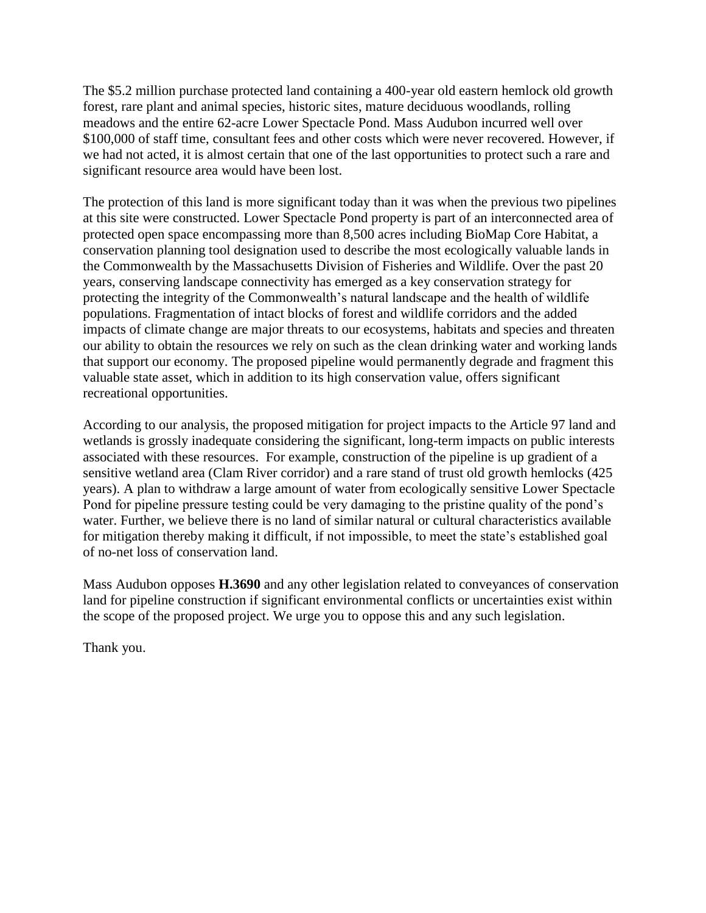The $5.2 million purchase protected land containing a 400-year old eastern hemlock old growth forest, rare plant and animal species, historic sites, mature deciduous woodlands, rolling meadows and the entire 62-acre Lower Spectacle Pond. Mass Audubon incurred well over $100,000 of staff time, consultant fees and other costs which were never recovered. However, if we had not acted, it is almost certain that one of the last opportunities to protect such a rare and significant resource area would have been lost.

The protection of this land is more significant today than it was when the previous two pipelines at this site were constructed. Lower Spectacle Pond property is part of an interconnected area of protected open space encompassing more than 8,500 acres including BioMap Core Habitat, a conservation planning tool designation used to describe the most ecologically valuable lands in the Commonwealth by the Massachusetts Division of Fisheries and Wildlife. Over the past 20 years, conserving landscape connectivity has emerged as a key conservation strategy for protecting the integrity of the Commonwealth's natural landscape and the health of wildlife populations. Fragmentation of intact blocks of forest and wildlife corridors and the added impacts of climate change are major threats to our ecosystems, habitats and species and threaten our ability to obtain the resources we rely on such as the clean drinking water and working lands that support our economy. The proposed pipeline would permanently degrade and fragment this valuable state asset, which in addition to its high conservation value, offers significant recreational opportunities.

According to our analysis, the proposed mitigation for project impacts to the Article 97 land and wetlands is grossly inadequate considering the significant, long-term impacts on public interests associated with these resources. For example, construction of the pipeline is up gradient of a sensitive wetland area (Clam River corridor) and a rare stand of trust old growth hemlocks (425 years). A plan to withdraw a large amount of water from ecologically sensitive Lower Spectacle Pond for pipeline pressure testing could be very damaging to the pristine quality of the pond's water. Further, we believe there is no land of similar natural or cultural characteristics available for mitigation thereby making it difficult, if not impossible, to meet the state's established goal of no-net loss of conservation land.

Mass Audubon opposes **H.3690** and any other legislation related to conveyances of conservation land for pipeline construction if significant environmental conflicts or uncertainties exist within the scope of the proposed project. We urge you to oppose this and any such legislation.

Thank you.